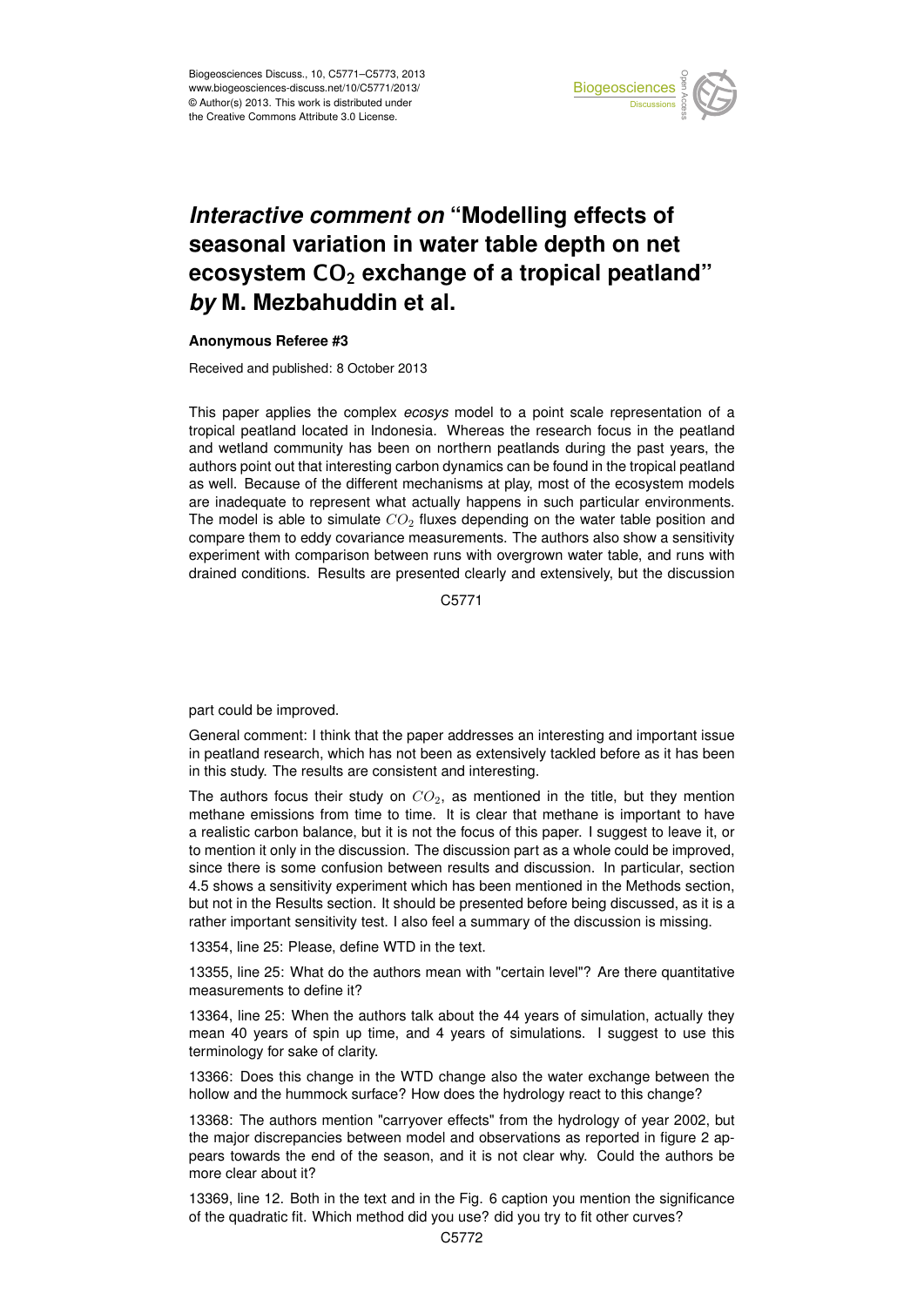# *Interactive comment on* "Modelling effects of seasonal variation in water table depth on net ecosystem $CO_2$ exchange of a tropical peatland" *by* M. Mezbahuddin et al.

**Anonymous Referee #3**

Received and published: 8 October 2013

This paper applies the complex *ecosys* model to a point scale representation of a tropical peatland located in Indonesia. Whereas the research focus in the peatland and wetland community has been on northern peatlands during the past years, the authors point out that interesting carbon dynamics can be found in the tropical peatland as well. Because of the different mechanisms at play, most of the ecosystem models are inadequate to represent what actually happens in such particular environments. The model is able to simulate $CO_2$ fluxes depending on the water table position and compare them to eddy covariance measurements. The authors also show a sensitivity experiment with comparison between runs with overgrown water table, and runs with drained conditions. Results are presented clearly and extensively, but the discussion part could be improved.

General comment: I think that the paper addresses an interesting and important issue in peatland research, which has not been as extensively tackled before as it has been in this study. The results are consistent and interesting.

The authors focus their study on $CO_2$, as mentioned in the title, but they mention methane emissions from time to time. It is clear that methane is important to have a realistic carbon balance, but it is not the focus of this paper. I suggest to leave it, or to mention it only in the discussion. The discussion part as a whole could be improved, since there is some confusion between results and discussion. In particular, section 4.5 shows a sensitivity experiment which has been mentioned in the Methods section, but not in the Results section. It should be presented before being discussed, as it is a rather important sensitivity test. I also feel a summary of the discussion is missing.

13354, line 25: Please, define WTD in the text.

13355, line 25: What do the authors mean with "certain level"? Are there quantitative measurements to define it?

13364, line 25: When the authors talk about the 44 years of simulation, actually they mean 40 years of spin up time, and 4 years of simulations. I suggest to use this terminology for sake of clarity.

13366: Does this change in the WTD change also the water exchange between the hollow and the hummock surface? How does the hydrology react to this change?

13368: The authors mention "carryover effects" from the hydrology of year 2002, but the major discrepancies between model and observations as reported in figure 2 appears towards the end of the season, and it is not clear why. Could the authors be more clear about it?

13369, line 12. Both in the text and in the Fig. 6 caption you mention the significance of the quadratic fit. Which method did you use? did you try to fit other curves?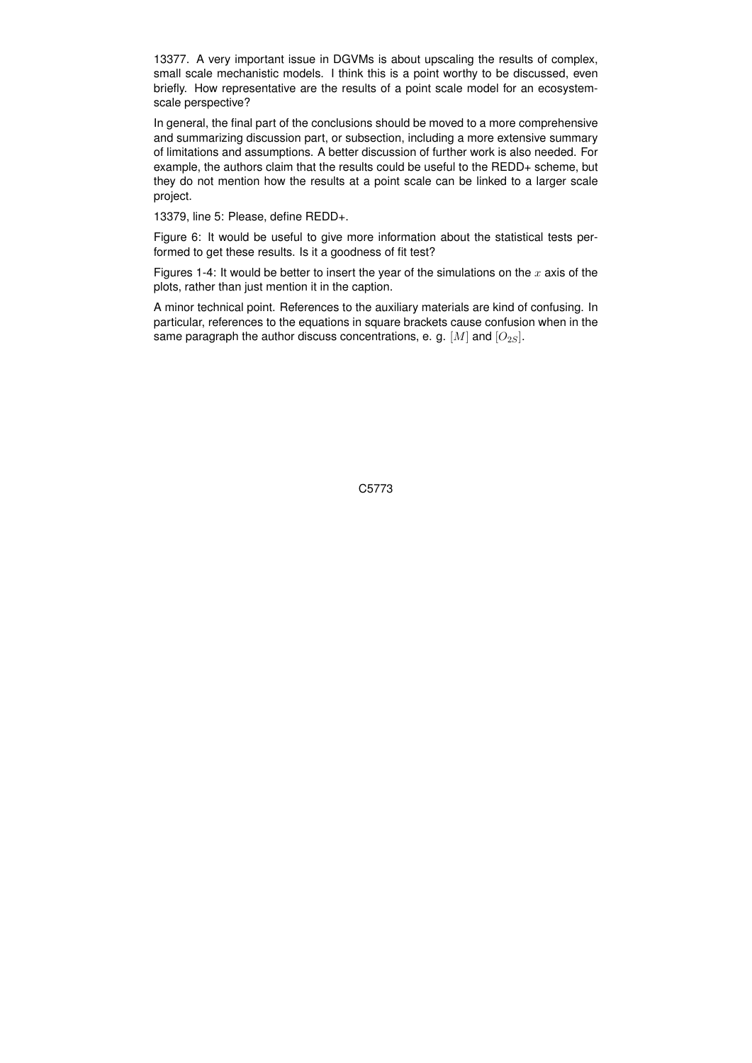13377. A very important issue in DGVMs is about upscaling the results of complex, small scale mechanistic models. I think this is a point worthy to be discussed, even briefly. How representative are the results of a point scale model for an ecosystem-scale perspective?

In general, the final part of the conclusions should be moved to a more comprehensive and summarizing discussion part, or subsection, including a more extensive summary of limitations and assumptions. A better discussion of further work is also needed. For example, the authors claim that the results could be useful to the REDD+ scheme, but they do not mention how the results at a point scale can be linked to a larger scale project.

13379, line 5: Please, define REDD+.

Figure 6: It would be useful to give more information about the statistical tests performed to get these results. Is it a goodness of fit test?

Figures 1-4: It would be better to insert the year of the simulations on the $x$ axis of the plots, rather than just mention it in the caption.

A minor technical point. References to the auxiliary materials are kind of confusing. In particular, references to the equations in square brackets cause confusion when in the same paragraph the author discuss concentrations, e. g. $[M]$ and $[O_{2S}]$.